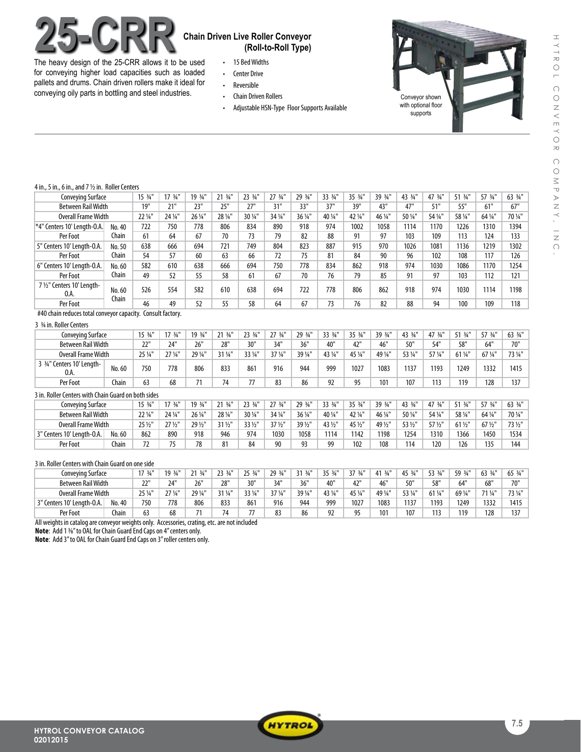# 25-CRR

## Chain Driven Live Roller Conveyor (Roll-to-Roll Type)

The heavy design of the 25-CRR allows it to be used for conveying higher load capacities such as loaded pallets and drums. Chain driven rollers make it ideal for conveying oily parts in bottling and steel industries.

- 15 Bed Widths
- Center Drive
- Reversible
- Chain Driven Rollers
- Adjustable HSN-Type Floor Supports Available

Conveyor shown with optional floor supports

4 in., 5 in., 6 in., and 7 ½ in. Roller Centers

| Conveying Surface | | 15 ¾" | 17 ¾" | 19 ¾" | 21 ¾" | 23 ¾" | 27 ¾" | 29 ¾" | 33 ¾" | 35 ¾" | 39 ¾" | 43 ¾" | 47 ¾" | 51 ¾" | 57 ¾" | 63 ¾" |
|---|---|---|---|---|---|---|---|---|---|---|---|---|---|---|---|---|
| Between Rail Width | | 19" | 21" | 23" | 25" | 27" | 31" | 33" | 37" | 39" | 43" | 47" | 51" | 55" | 61" | 67" |
| Overall Frame Width | | 22 ¼" | 24 ¼" | 26 ¼" | 28 ¼" | 30 ¼" | 34 ¼" | 36 ¼" | 40 ¼" | 42 ¼" | 46 ¼" | 50 ¼" | 54 ¼" | 58 ¼" | 64 ¼" | 70 ¼" |
| *4" Centers 10' Length-O.A. | No. 40 | 722 | 750 | 778 | 806 | 834 | 890 | 918 | 974 | 1002 | 1058 | 1114 | 1170 | 1226 | 1310 | 1394 |
| Per Foot | Chain | 61 | 64 | 67 | 70 | 73 | 79 | 82 | 88 | 91 | 97 | 103 | 109 | 113 | 124 | 133 |
| 5" Centers 10' Length-O.A. | No. 50 | 638 | 666 | 694 | 721 | 749 | 804 | 823 | 887 | 915 | 970 | 1026 | 1081 | 1136 | 1219 | 1302 |
| Per Foot | Chain | 54 | 57 | 60 | 63 | 66 | 72 | 75 | 81 | 84 | 90 | 96 | 102 | 108 | 117 | 126 |
| 6" Centers 10' Length-O.A. | No. 60 | 582 | 610 | 638 | 666 | 694 | 750 | 778 | 834 | 862 | 918 | 974 | 1030 | 1086 | 1170 | 1254 |
| Per Foot | Chain | 49 | 52 | 55 | 58 | 61 | 67 | 70 | 76 | 79 | 85 | 91 | 97 | 103 | 112 | 121 |
| 7 ½" Centers 10' Length-O.A. | No. 60 Chain | 526 | 554 | 582 | 610 | 638 | 694 | 722 | 778 | 806 | 862 | 918 | 974 | 1030 | 1114 | 1198 |
| Per Foot | | 46 | 49 | 52 | 55 | 58 | 64 | 67 | 73 | 76 | 82 | 88 | 94 | 100 | 109 | 118 |

#40 chain reduces total conveyor capacity. Consult factory.

3 ¾ in. Roller Centers

| Conveying Surface | | 15 ¾" | 17 ¾" | 19 ¾" | 21 ¾" | 23 ¾" | 27 ¾" | 29 ¾" | 33 ¾" | 35 ¾" | 39 ¾" | 43 ¾" | 47 ¾" | 51 ¾" | 57 ¾" | 63 ¾" |
|---|---|---|---|---|---|---|---|---|---|---|---|---|---|---|---|---|
| Between Rail Width | | 22" | 24" | 26" | 28" | 30" | 34" | 36" | 40" | 42" | 46" | 50" | 54" | 58" | 64" | 70" |
| Overall Frame Width | | 25 ¼" | 27 ¼" | 29 ¼" | 31 ¼" | 33 ¼" | 37 ¼" | 39 ¼" | 43 ¼" | 45 ¼" | 49 ¼" | 53 ¼" | 57 ¼" | 61 ¼" | 67 ¼" | 73 ¼" |
| 3 ¾" Centers 10' Length-O.A. | No. 60 | 750 | 778 | 806 | 833 | 861 | 916 | 944 | 999 | 1027 | 1083 | 1137 | 1193 | 1249 | 1332 | 1415 |
| Per Foot | Chain | 63 | 68 | 71 | 74 | 77 | 83 | 86 | 92 | 95 | 101 | 107 | 113 | 119 | 128 | 137 |

3 in. Roller Centers with Chain Guard on both sides

| Conveying Surface | | 15 ¾" | 17 ¾" | 19 ¾" | 21 ¾" | 23 ¾" | 27 ¾" | 29 ¾" | 33 ¾" | 35 ¾" | 39 ¾" | 43 ¾" | 47 ¾" | 51 ¾" | 57 ¾" | 63 ¾" |
|---|---|---|---|---|---|---|---|---|---|---|---|---|---|---|---|---|
| Between Rail Width | | 22 ¼" | 24 ¼" | 26 ¼" | 28 ¼" | 30 ¼" | 34 ¼" | 36 ¼" | 40 ¼" | 42 ¼" | 46 ¼" | 50 ¼" | 54 ¼" | 58 ¼" | 64 ¼" | 70 ¼" |
| Overall Frame Width | | 25 ½" | 27 ½" | 29 ½" | 31 ½" | 33 ½" | 37 ½" | 39 ½" | 43 ½" | 45 ½" | 49 ½" | 53 ½" | 57 ½" | 61 ½" | 67 ½" | 73 ½" |
| 3" Centers 10' Length-O.A. | No. 60 | 862 | 890 | 918 | 946 | 974 | 1030 | 1058 | 1114 | 1142 | 1198 | 1254 | 1310 | 1366 | 1450 | 1534 |
| Per Foot | Chain | 72 | 75 | 78 | 81 | 84 | 90 | 93 | 99 | 102 | 108 | 114 | 120 | 126 | 135 | 144 |

3 in. Roller Centers with Chain Guard on one side

| Conveying Surface | | 17 ¾" | 19 ¾" | 21 ¾" | 23 ¾" | 25 ¾" | 29 ¾" | 31 ¾" | 35 ¾" | 37 ¾" | 41 ¾" | 45 ¾" | 53 ¾" | 59 ¾" | 63 ¾" | 65 ¾" |
|---|---|---|---|---|---|---|---|---|---|---|---|---|---|---|---|---|
| Between Rail Width | | 22" | 24" | 26" | 28" | 30" | 34" | 36" | 40" | 42" | 46" | 50" | 58" | 64" | 68" | 70" |
| Overall Frame Width | | 25 ¼" | 27 ¼" | 29 ¼" | 31 ¼" | 33 ¼" | 37 ¼" | 39 ¼" | 43 ¼" | 45 ¼" | 49 ¼" | 53 ¼" | 61 ¼" | 69 ¼" | 71 ¼" | 73 ¼" |
| 3" Centers 10' Length-O.A. | No. 40 | 750 | 778 | 806 | 833 | 861 | 916 | 944 | 999 | 1027 | 1083 | 1137 | 1193 | 1249 | 1332 | 1415 |
| Per Foot | Chain | 63 | 68 | 71 | 74 | 77 | 83 | 86 | 92 | 95 | 101 | 107 | 113 | 119 | 128 | 137 |

All weights in catalog are conveyor weights only. Accessories, crating, etc. are not included

**Note**: Add 1 ⅜" to OAL for Chain Guard End Caps on 4" centers only.

**Note**: Add 3" to OAL for Chain Guard End Caps on 3" roller centers only.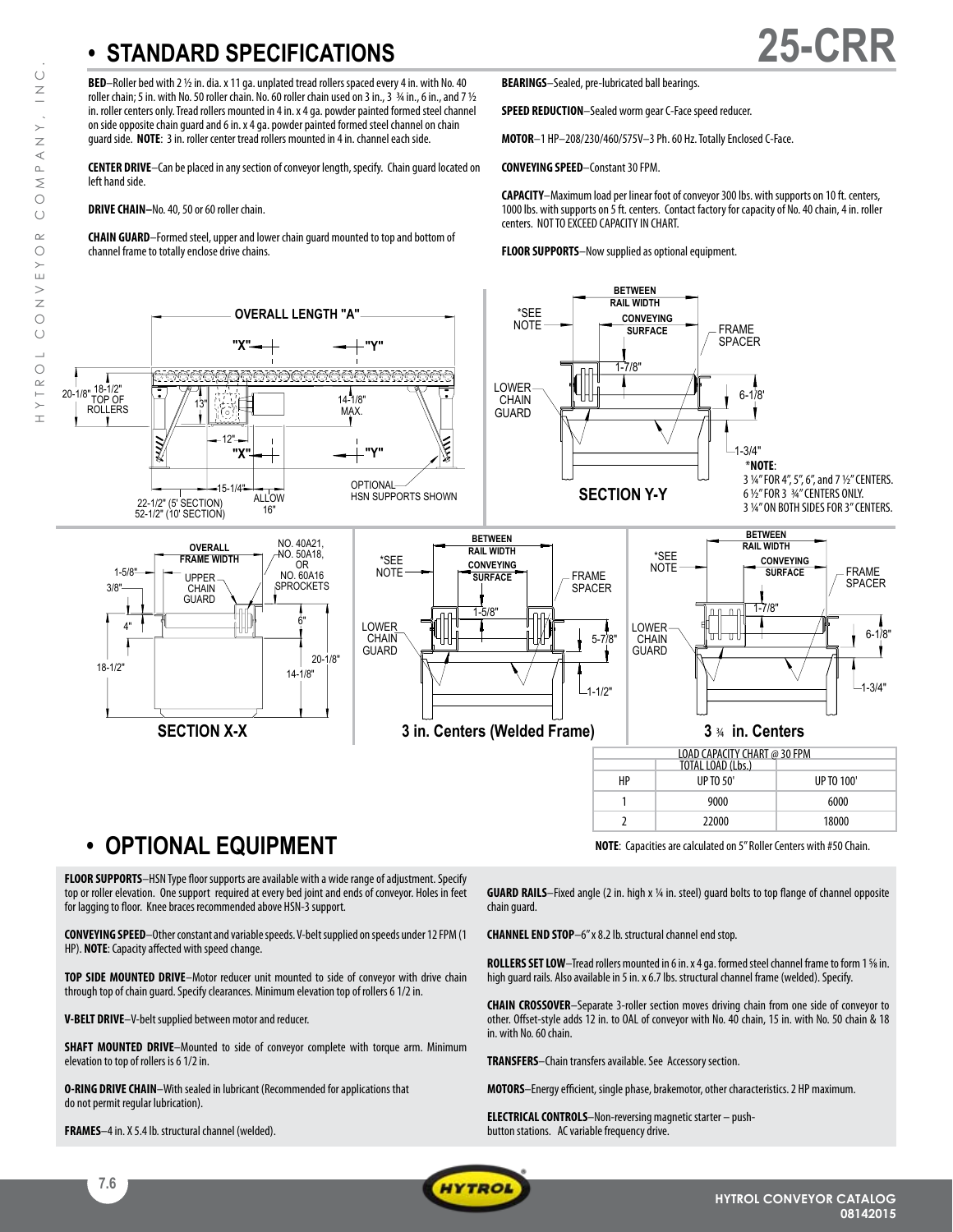# • STANDARD SPECIFICATIONS

# 25-CRR

**BED**–Roller bed with 2 ½ in. dia. x 11 ga. unplated tread rollers spaced every 4 in. with No. 40 roller chain; 5 in. with No. 50 roller chain. No. 60 roller chain used on 3 in., 3 ¾ in., 6 in., and 7 ½ in. roller centers only. Tread rollers mounted in 4 in. x 4 ga. powder painted formed steel channel on side opposite chain guard and 6 in. x 4 ga. powder painted formed steel channel on chain guard side. **NOTE**: 3 in. roller center tread rollers mounted in 4 in. channel each side.

**CENTER DRIVE**–Can be placed in any section of conveyor length, specify. Chain guard located on left hand side.

**DRIVE CHAIN–**No. 40, 50 or 60 roller chain.

**CHAIN GUARD**–Formed steel, upper and lower chain guard mounted to top and bottom of channel frame to totally enclose drive chains.

**BEARINGS**–Sealed, pre-lubricated ball bearings.

**SPEED REDUCTION**–Sealed worm gear C-Face speed reducer.

**MOTOR**–1 HP–208/230/460/575V–3 Ph. 60 Hz. Totally Enclosed C-Face.

**CONVEYING SPEED**–Constant 30 FPM.

**CAPACITY**–Maximum load per linear foot of conveyor 300 lbs. with supports on 10 ft. centers, 1000 lbs. with supports on 5 ft. centers. Contact factory for capacity of No. 40 chain, 4 in. roller centers. NOT TO EXCEED CAPACITY IN CHART.

**FLOOR SUPPORTS**–Now supplied as optional equipment.

OVERALL LENGTH "A"
"X" "Y"
20-1/8" 18-1/2" TOP OF ROLLERS
13"
14-1/8" MAX.
12"
15-1/4"
22-1/2" (5' SECTION)
52-1/2" (10' SECTION)
ALLOW 16"
OPTIONAL HSN SUPPORTS SHOWN

SECTION Y-Y
BETWEEN RAIL WIDTH
CONVEYING SURFACE
*SEE NOTE
FRAME SPACER
LOWER CHAIN GUARD
1-7/8"
6-1/8'
1-3/4"

***NOTE**:
3 ¼" FOR 4", 5", 6", and 7 ½" CENTERS.
6 ½" FOR 3 ¾" CENTERS ONLY.
3 ¼" ON BOTH SIDES FOR 3" CENTERS.

SECTION X-X
OVERALL FRAME WIDTH
NO. 40A21, NO. 50A18, OR NO. 60A16 SPROCKETS
UPPER CHAIN GUARD
1-5/8"
3/8"
4"
6"
18-1/2"
20-1/8"
14-1/8"

3 in. Centers (Welded Frame)
BETWEEN RAIL WIDTH
CONVEYING SURFACE
*SEE NOTE
FRAME SPACER
LOWER CHAIN GUARD
1-5/8"
5-7/8"
1-1/2"

3 ¾ in. Centers
BETWEEN RAIL WIDTH
CONVEYING SURFACE
*SEE NOTE
FRAME SPACER
LOWER CHAIN GUARD
1-7/8"
6-1/8"
1-3/4"

| LOAD CAPACITY CHART @ 30 FPM | | |
|---|---|---|
| | TOTAL LOAD (Lbs.) | |
| HP | UP TO 50' | UP TO 100' |
| 1 | 9000 | 6000 |
| 2 | 22000 | 18000 |

**NOTE**: Capacities are calculated on 5" Roller Centers with #50 Chain.

# • OPTIONAL EQUIPMENT

**FLOOR SUPPORTS**–HSN Type floor supports are available with a wide range of adjustment. Specify top or roller elevation. One support required at every bed joint and ends of conveyor. Holes in feet for lagging to floor. Knee braces recommended above HSN-3 support.

**CONVEYING SPEED**–Other constant and variable speeds. V-belt supplied on speeds under 12 FPM (1 HP). **NOTE**: Capacity affected with speed change.

**TOP SIDE MOUNTED DRIVE**–Motor reducer unit mounted to side of conveyor with drive chain through top of chain guard. Specify clearances. Minimum elevation top of rollers 6 1/2 in.

**V-BELT DRIVE**–V-belt supplied between motor and reducer.

**SHAFT MOUNTED DRIVE**–Mounted to side of conveyor complete with torque arm. Minimum elevation to top of rollers is 6 1/2 in.

**O-RING DRIVE CHAIN**–With sealed in lubricant (Recommended for applications that do not permit regular lubrication).

**FRAMES**–4 in. X 5.4 lb. structural channel (welded).

**GUARD RAILS**–Fixed angle (2 in. high x ¼ in. steel) guard bolts to top flange of channel opposite chain guard.

**CHANNEL END STOP**–6" x 8.2 lb. structural channel end stop.

**ROLLERS SET LOW**–Tread rollers mounted in 6 in. x 4 ga. formed steel channel frame to form 1 ⅝ in. high guard rails. Also available in 5 in. x 6.7 lbs. structural channel frame (welded). Specify.

**CHAIN CROSSOVER**–Separate 3-roller section moves driving chain from one side of conveyor to other. Offset-style adds 12 in. to OAL of conveyor with No. 40 chain, 15 in. with No. 50 chain & 18 in. with No. 60 chain.

**TRANSFERS**–Chain transfers available. See Accessory section.

**MOTORS**–Energy efficient, single phase, brakemotor, other characteristics. 2 HP maximum.

**ELECTRICAL CONTROLS**–Non-reversing magnetic starter – push-button stations. AC variable frequency drive.